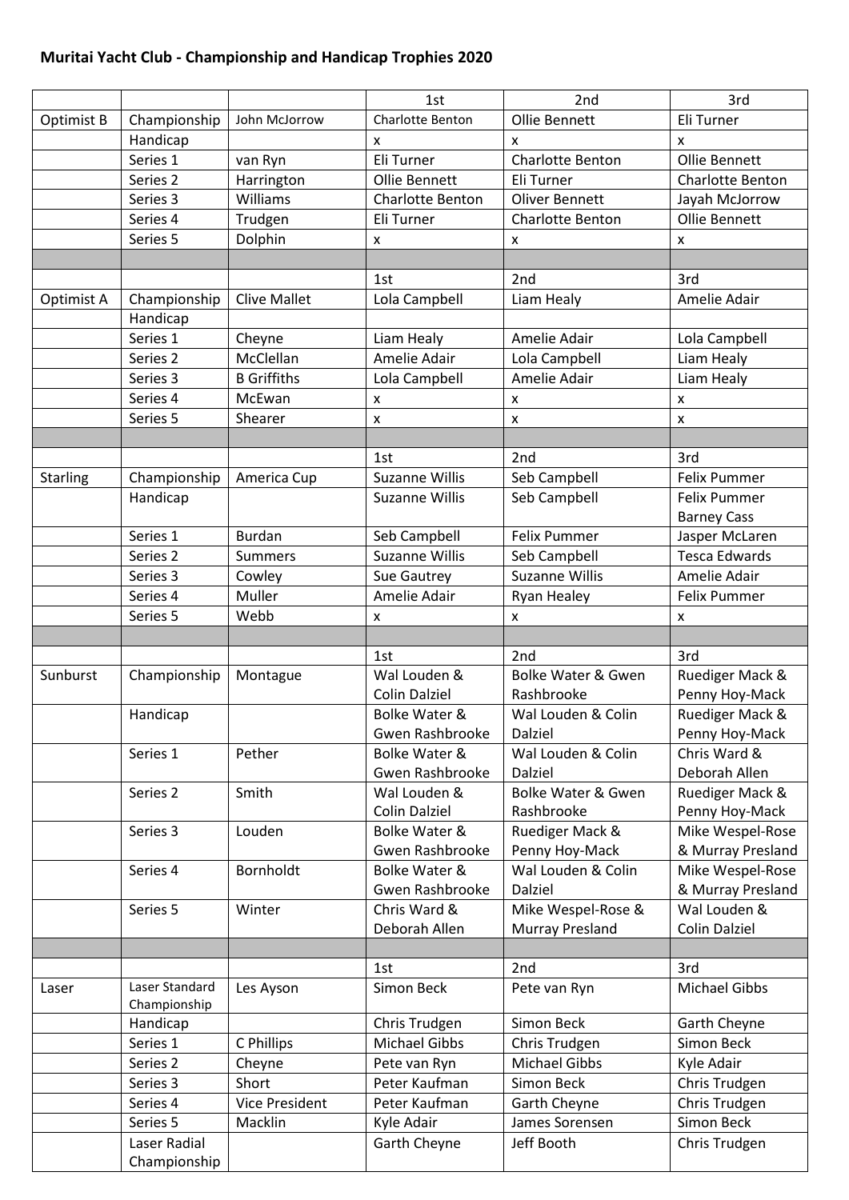**Muritai Yacht Club - Championship and Handicap Trophies 2020**

| | | | 1st | 2nd | 3rd |
|---|---|---|---|---|---|
| Optimist B | Championship | John McJorrow | Charlotte Benton | Ollie Bennett | Eli Turner |
| | Handicap | | x | x | x |
| | Series 1 | van Ryn | Eli Turner | Charlotte Benton | Ollie Bennett |
| | Series 2 | Harrington | Ollie Bennett | Eli Turner | Charlotte Benton |
| | Series 3 | Williams | Charlotte Benton | Oliver Bennett | Jayah McJorrow |
| | Series 4 | Trudgen | Eli Turner | Charlotte Benton | Ollie Bennett |
| | Series 5 | Dolphin | x | x | x |
| | | | | | |
| | | | 1st | 2nd | 3rd |
| Optimist A | Championship | Clive Mallet | Lola Campbell | Liam Healy | Amelie Adair |
| | Handicap | | | | |
| | Series 1 | Cheyne | Liam Healy | Amelie Adair | Lola Campbell |
| | Series 2 | McClellan | Amelie Adair | Lola Campbell | Liam Healy |
| | Series 3 | B Griffiths | Lola Campbell | Amelie Adair | Liam Healy |
| | Series 4 | McEwan | x | x | x |
| | Series 5 | Shearer | x | x | x |
| | | | | | |
| | | | 1st | 2nd | 3rd |
| Starling | Championship | America Cup | Suzanne Willis | Seb Campbell | Felix Pummer |
| | Handicap | | Suzanne Willis | Seb Campbell | Felix Pummer Barney Cass |
| | Series 1 | Burdan | Seb Campbell | Felix Pummer | Jasper McLaren |
| | Series 2 | Summers | Suzanne Willis | Seb Campbell | Tesca Edwards |
| | Series 3 | Cowley | Sue Gautrey | Suzanne Willis | Amelie Adair |
| | Series 4 | Muller | Amelie Adair | Ryan Healey | Felix Pummer |
| | Series 5 | Webb | x | x | x |
| | | | | | |
| | | | 1st | 2nd | 3rd |
| Sunburst | Championship | Montague | Wal Louden & Colin Dalziel | Bolke Water & Gwen Rashbrooke | Ruediger Mack & Penny Hoy-Mack |
| | Handicap | | Bolke Water & Gwen Rashbrooke | Wal Louden & Colin Dalziel | Ruediger Mack & Penny Hoy-Mack |
| | Series 1 | Pether | Bolke Water & Gwen Rashbrooke | Wal Louden & Colin Dalziel | Chris Ward & Deborah Allen |
| | Series 2 | Smith | Wal Louden & Colin Dalziel | Bolke Water & Gwen Rashbrooke | Ruediger Mack & Penny Hoy-Mack |
| | Series 3 | Louden | Bolke Water & Gwen Rashbrooke | Ruediger Mack & Penny Hoy-Mack | Mike Wespel-Rose & Murray Presland |
| | Series 4 | Bornholdt | Bolke Water & Gwen Rashbrooke | Wal Louden & Colin Dalziel | Mike Wespel-Rose & Murray Presland |
| | Series 5 | Winter | Chris Ward & Deborah Allen | Mike Wespel-Rose & Murray Presland | Wal Louden & Colin Dalziel |
| | | | | | |
| | | | 1st | 2nd | 3rd |
| Laser | Laser Standard Championship | Les Ayson | Simon Beck | Pete van Ryn | Michael Gibbs |
| | Handicap | | Chris Trudgen | Simon Beck | Garth Cheyne |
| | Series 1 | C Phillips | Michael Gibbs | Chris Trudgen | Simon Beck |
| | Series 2 | Cheyne | Pete van Ryn | Michael Gibbs | Kyle Adair |
| | Series 3 | Short | Peter Kaufman | Simon Beck | Chris Trudgen |
| | Series 4 | Vice President | Peter Kaufman | Garth Cheyne | Chris Trudgen |
| | Series 5 | Macklin | Kyle Adair | James Sorensen | Simon Beck |
| | Laser Radial Championship | | Garth Cheyne | Jeff Booth | Chris Trudgen |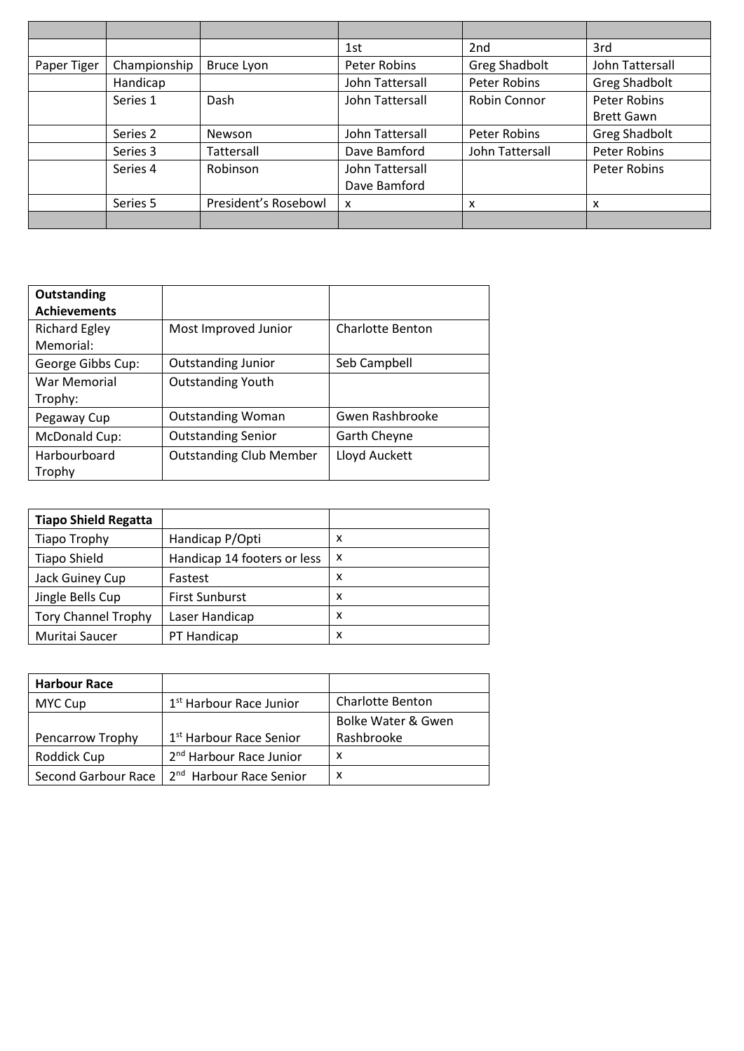| | | | | | |
|---|---|---|---|---|---|
| | | | 1st | 2nd | 3rd |
| Paper Tiger | Championship | Bruce Lyon | Peter Robins | Greg Shadbolt | John Tattersall |
| | Handicap | | John Tattersall | Peter Robins | Greg Shadbolt |
| | Series 1 | Dash | John Tattersall | Robin Connor | Peter Robins Brett Gawn |
| | Series 2 | Newson | John Tattersall | Peter Robins | Greg Shadbolt |
| | Series 3 | Tattersall | Dave Bamford | John Tattersall | Peter Robins |
| | Series 4 | Robinson | John Tattersall Dave Bamford | | Peter Robins |
| | Series 5 | President's Rosebowl | x | x | x |
| | | | | | |

| **Outstanding Achievements** | | |
|---|---|---|
| Richard Egley Memorial: | Most Improved Junior | Charlotte Benton |
| George Gibbs Cup: | Outstanding Junior | Seb Campbell |
| War Memorial Trophy: | Outstanding Youth | |
| Pegaway Cup | Outstanding Woman | Gwen Rashbrooke |
| McDonald Cup: | Outstanding Senior | Garth Cheyne |
| Harbourboard Trophy | Outstanding Club Member | Lloyd Auckett |

| **Tiapo Shield Regatta** | | |
|---|---|---|
| Tiapo Trophy | Handicap P/Opti | x |
| Tiapo Shield | Handicap 14 footers or less | x |
| Jack Guiney Cup | Fastest | x |
| Jingle Bells Cup | First Sunburst | x |
| Tory Channel Trophy | Laser Handicap | x |
| Muritai Saucer | PT Handicap | x |

| **Harbour Race** | | |
|---|---|---|
| MYC Cup | 1st Harbour Race Junior | Charlotte Benton |
| Pencarrow Trophy | 1st Harbour Race Senior | Bolke Water & Gwen Rashbrooke |
| Roddick Cup | 2nd Harbour Race Junior | x |
| Second Garbour Race | 2nd Harbour Race Senior | x |